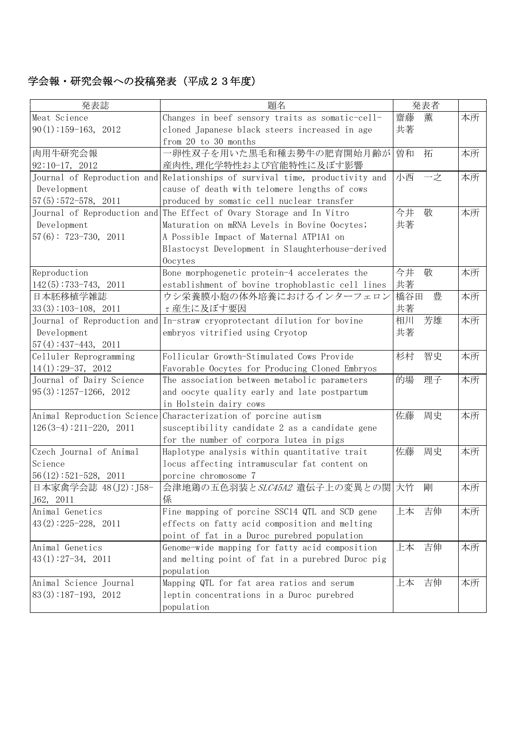## 学会報・研究会報への投稿発表（平成２３年度）

| 発表誌 | 題名 | 発表者 | |
|---|---|---|---|
| Meat Science 90(1):159-163, 2012 | Changes in beef sensory traits as somatic-cell-cloned Japanese black steers increased in age from 20 to 30 months | 齋藤　薫 共著 | 本所 |
| 肉用牛研究会報 92:10-17, 2012 | 一卵性双子を用いた黒毛和種去勢牛の肥育開始月齢が産肉性,理化学特性および官能特性に及ぼす影響 | 曽和　拓 | 本所 |
| Journal of Reproduction and Development 57(5):572-578, 2011 | Relationships of survival time, productivity and cause of death with telomere lengths of cows produced by somatic cell nuclear transfer | 小西　一之 | 本所 |
| Journal of Reproduction and Development 57(6): 723-730, 2011 | The Effect of Ovary Storage and In Vitro Maturation on mRNA Levels in Bovine Oocytes; A Possible Impact of Maternal ATP1A1 on Blastocyst Development in Slaughterhouse-derived Oocytes | 今井　敬 共著 | 本所 |
| Reproduction 142(5):733-743, 2011 | Bone morphogenetic protein-4 accelerates the establishment of bovine trophoblastic cell lines | 今井　敬 共著 | 本所 |
| 日本胚移植学雑誌 33(3):103-108, 2011 | ウシ栄養膜小胞の体外培養におけるインターフェロンτ産生に及ぼす要因 | 橋谷田　豊 共著 | 本所 |
| Journal of Reproduction and Development 57(4):437-443, 2011 | In-straw cryoprotectant dilution for bovine embryos vitrified using Cryotop | 相川　芳雄 共著 | 本所 |
| Celluler Reprogramming 14(1):29-37, 2012 | Follicular Growth-Stimulated Cows Provide Favorable Oocytes for Producing Cloned Embryos | 杉村　智史 | 本所 |
| Journal of Dairy Science 95(3):1257-1266, 2012 | The association between metabolic parameters and oocyte quality early and late postpartum in Holstein dairy cows | 的場　理子 | 本所 |
| Animal Reproduction Science 126(3-4):211-220, 2011 | Characterization of porcine autism susceptibility candidate 2 as a candidate gene for the number of corpora lutea in pigs | 佐藤　周史 | 本所 |
| Czech Journal of Animal Science 56(12):521-528, 2011 | Haplotype analysis within quantitative trait locus affecting intramuscular fat content on porcine chromosome 7 | 佐藤　周史 | 本所 |
| 日本家禽学会誌 48(J2):J58-J62, 2011 | 会津地鶏の五色羽装と*SLC45A2* 遺伝子上の変異との関係 | 大竹　剛 | 本所 |
| Animal Genetics 43(2):225-228, 2011 | Fine mapping of porcine SSC14 QTL and SCD gene effects on fatty acid composition and melting point of fat in a Duroc purebred population | 上本　吉伸 | 本所 |
| Animal Genetics 43(1):27-34, 2011 | Genome-wide mapping for fatty acid composition and melting point of fat in a purebred Duroc pig population | 上本　吉伸 | 本所 |
| Animal Science Journal 83(3):187-193, 2012 | Mapping QTL for fat area ratios and serum leptin concentrations in a Duroc purebred population | 上本　吉伸 | 本所 |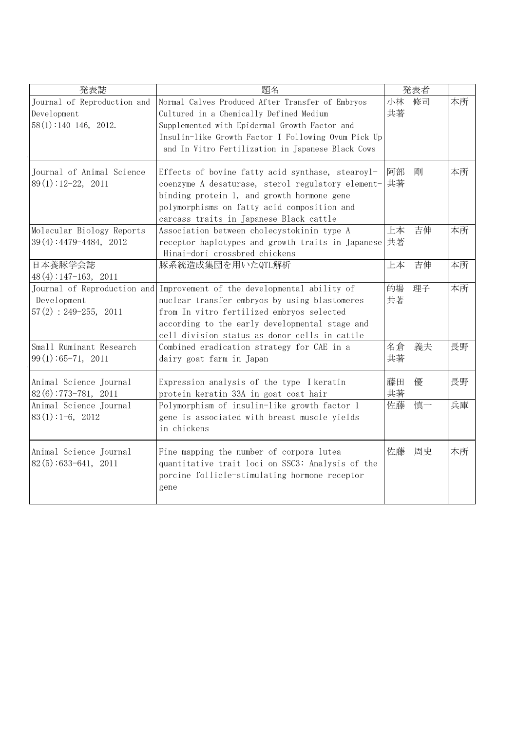| 発表誌 | 題名 | 発表者 | |
|---|---|---|---|
| Journal of Reproduction and Development 58(1):140-146, 2012. | Normal Calves Produced After Transfer of Embryos Cultured in a Chemically Defined Medium Supplemented with Epidermal Growth Factor and Insulin-like Growth Factor I Following Ovum Pick Up and In Vitro Fertilization in Japanese Black Cows | 小林　修司 共著 | 本所 |
| Journal of Animal Science 89(1):12-22, 2011 | Effects of bovine fatty acid synthase, stearoyl-coenzyme A desaturase, sterol regulatory element-binding protein 1, and growth hormone gene polymorphisms on fatty acid composition and carcass traits in Japanese Black cattle | 阿部　剛 共著 | 本所 |
| Molecular Biology Reports 39(4):4479-4484, 2012 | Association between cholecystokinin type A receptor haplotypes and growth traits in Japanese Hinai-dori crossbred chickens | 上本　吉伸 共著 | 本所 |
| 日本養豚学会誌 48(4):147-163, 2011 | 豚系統造成集団を用いたQTL解析 | 上本　吉伸 | 本所 |
| Journal of Reproduction and Development 57(2) : 249-255, 2011 | Improvement of the developmental ability of nuclear transfer embryos by using blastomeres from In vitro fertilized embryos selected according to the early developmental stage and cell division status as donor cells in cattle | 的場　理子 共著 | 本所 |
| Small Ruminant Research 99(1):65-71, 2011 | Combined eradication strategy for CAE in a dairy goat farm in Japan | 名倉　義夫 共著 | 長野 |
| Animal Science Journal 82(6):773-781, 2011 | Expression analysis of the type Ⅰkeratin protein keratin 33A in goat coat hair | 藤田　優 共著 | 長野 |
| Animal Science Journal 83(1):1-6, 2012 | Polymorphism of insulin-like growth factor 1 gene is associated with breast muscle yields in chickens | 佐藤　慎一 | 兵庫 |
| Animal Science Journal 82(5):633-641, 2011 | Fine mapping the number of corpora lutea quantitative trait loci on SSC3: Analysis of the porcine follicle-stimulating hormone receptor gene | 佐藤　周史 | 本所 |